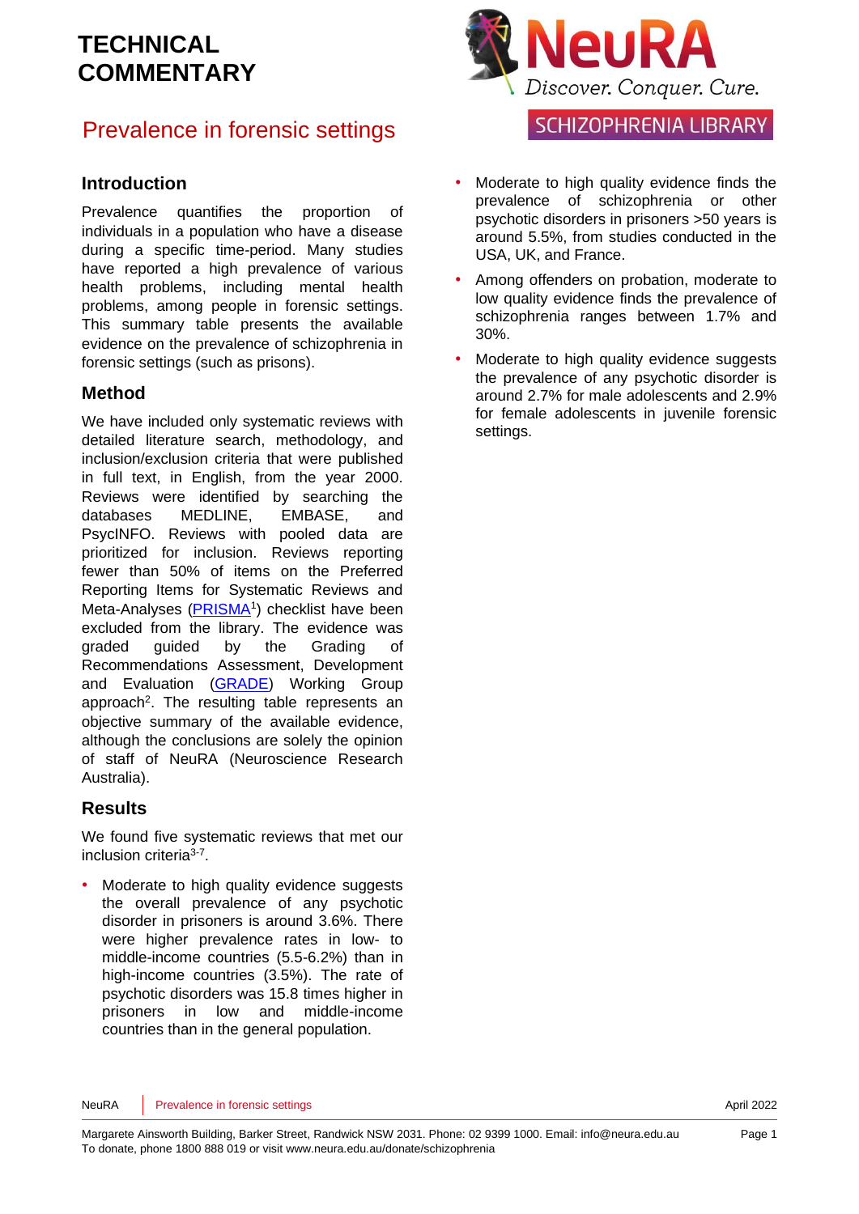# TECHNICAL COMMENTARY

NeuRA
Discover. Conquer. Cure.
SCHIZOPHRENIA LIBRARY

## Prevalence in forensic settings

### Introduction

Prevalence quantifies the proportion of individuals in a population who have a disease during a specific time-period. Many studies have reported a high prevalence of various health problems, including mental health problems, among people in forensic settings. This summary table presents the available evidence on the prevalence of schizophrenia in forensic settings (such as prisons).

### Method

We have included only systematic reviews with detailed literature search, methodology, and inclusion/exclusion criteria that were published in full text, in English, from the year 2000. Reviews were identified by searching the databases MEDLINE, EMBASE, and PsycINFO. Reviews with pooled data are prioritized for inclusion. Reviews reporting fewer than 50% of items on the Preferred Reporting Items for Systematic Reviews and Meta-Analyses (PRISMA[1]) checklist have been excluded from the library. The evidence was graded guided by the Grading of Recommendations Assessment, Development and Evaluation (GRADE) Working Group approach[2]. The resulting table represents an objective summary of the available evidence, although the conclusions are solely the opinion of staff of NeuRA (Neuroscience Research Australia).

### Results

We found five systematic reviews that met our inclusion criteria[3-7].

- Moderate to high quality evidence suggests the overall prevalence of any psychotic disorder in prisoners is around 3.6%. There were higher prevalence rates in low- to middle-income countries (5.5-6.2%) than in high-income countries (3.5%). The rate of psychotic disorders was 15.8 times higher in prisoners in low and middle-income countries than in the general population.
- Moderate to high quality evidence finds the prevalence of schizophrenia or other psychotic disorders in prisoners >50 years is around 5.5%, from studies conducted in the USA, UK, and France.
- Among offenders on probation, moderate to low quality evidence finds the prevalence of schizophrenia ranges between 1.7% and 30%.
- Moderate to high quality evidence suggests the prevalence of any psychotic disorder is around 2.7% for male adolescents and 2.9% for female adolescents in juvenile forensic settings.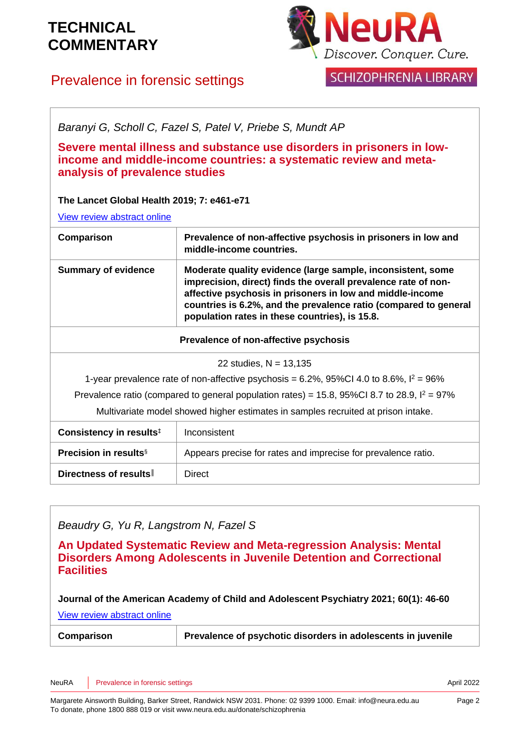*Baranyi G, Scholl C, Fazel S, Patel V, Priebe S, Mundt AP*

**Severe mental illness and substance use disorders in prisoners in low-income and middle-income countries: a systematic review and meta-analysis of prevalence studies**

**The Lancet Global Health 2019; 7: e461-e71**

View review abstract online

| **Comparison** | **Prevalence of non-affective psychosis in prisoners in low and middle-income countries.** |
|---|---|
| **Summary of evidence** | **Moderate quality evidence (large sample, inconsistent, some imprecision, direct) finds the overall prevalence rate of non-affective psychosis in prisoners in low and middle-income countries is 6.2%, and the prevalence ratio (compared to general population rates), is 15.8.** |
| **Prevalence of non-affective psychosis** | |
| 22 studies, N = 13,135<br>1-year prevalence rate of non-affective psychosis = 6.2%, 95%CI 4.0 to 8.6%, $I^2$ = 96%<br>Prevalence ratio (compared to general population rates) = 15.8, 95%CI 8.7 to 28.9, $I^2$ = 97%<br>Multivariate model showed higher estimates in samples recruited at prison intake. | |
| **Consistency in results**‡ | Inconsistent |
| **Precision in results**§ | Appears precise for rates and imprecise for prevalence ratio. |
| **Directness of results**‖ | Direct |

*Beaudry G, Yu R, Langstrom N, Fazel S*

**An Updated Systematic Review and Meta-regression Analysis: Mental Disorders Among Adolescents in Juvenile Detention and Correctional Facilities**

**Journal of the American Academy of Child and Adolescent Psychiatry 2021; 60(1): 46-60**

View review abstract online

| **Comparison** | **Prevalence of psychotic disorders in adolescents in juvenile** |
|---|---|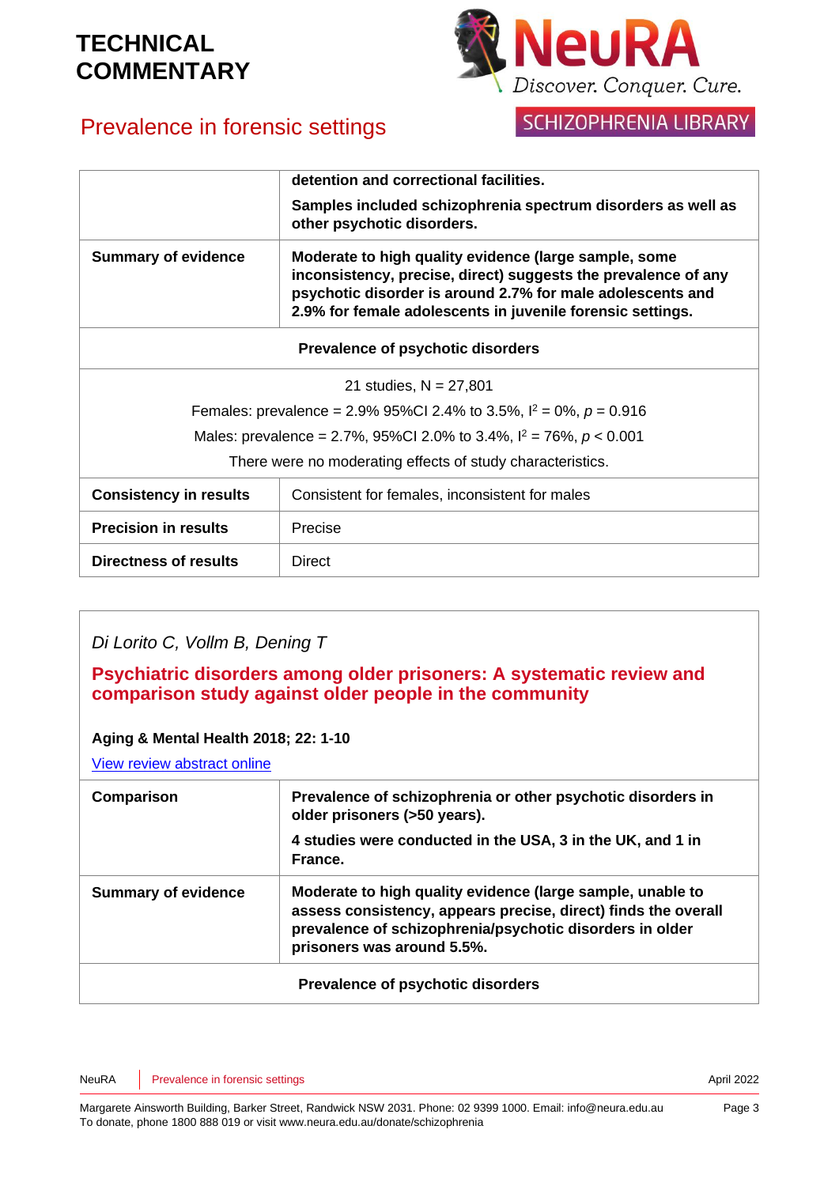| | |
|---|---|
| | **detention and correctional facilities.** **Samples included schizophrenia spectrum disorders as well as other psychotic disorders.** |
| **Summary of evidence** | **Moderate to high quality evidence (large sample, some inconsistency, precise, direct) suggests the prevalence of any psychotic disorder is around 2.7% for male adolescents and 2.9% for female adolescents in juvenile forensic settings.** |
| **Prevalence of psychotic disorders** | |
| 21 studies, N = 27,801<br>Females: prevalence = 2.9% 95%CI 2.4% to 3.5%, $I^2$ = 0%, $p$ = 0.916<br>Males: prevalence = 2.7%, 95%CI 2.0% to 3.4%, $I^2$ = 76%, $p$ < 0.001<br>There were no moderating effects of study characteristics. | |
| **Consistency in results** | Consistent for females, inconsistent for males |
| **Precision in results** | Precise |
| **Directness of results** | Direct |

*Di Lorito C, Vollm B, Dening T*

## Psychiatric disorders among older prisoners: A systematic review and comparison study against older people in the community

**Aging & Mental Health 2018; 22: 1-10**

View review abstract online

| | |
|---|---|
| **Comparison** | **Prevalence of schizophrenia or other psychotic disorders in older prisoners (>50 years).** **4 studies were conducted in the USA, 3 in the UK, and 1 in France.** |
| **Summary of evidence** | **Moderate to high quality evidence (large sample, unable to assess consistency, appears precise, direct) finds the overall prevalence of schizophrenia/psychotic disorders in older prisoners was around 5.5%.** |
| **Prevalence of psychotic disorders** | |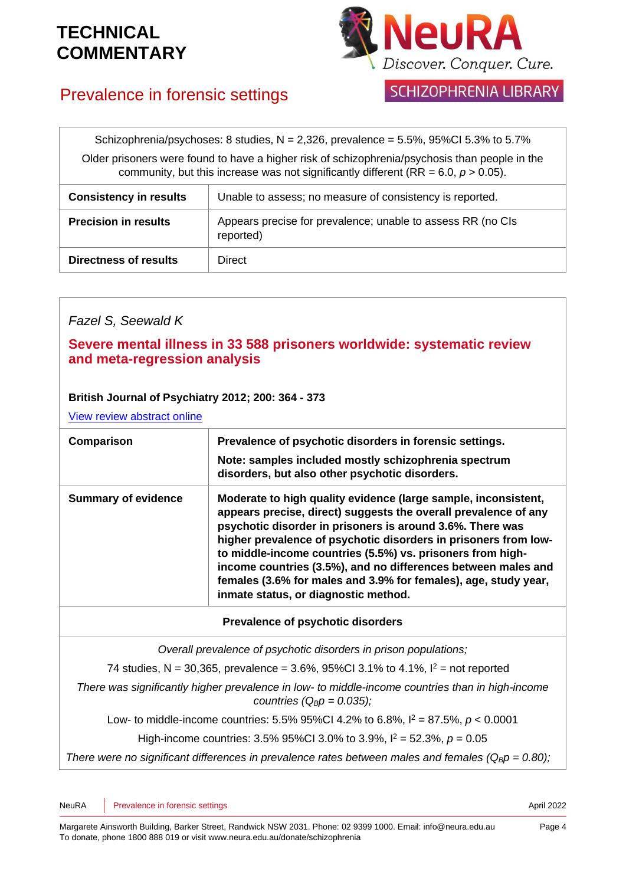| Schizophrenia/psychoses: 8 studies, N = 2,326, prevalence = 5.5%, 95%CI 5.3% to 5.7% Older prisoners were found to have a higher risk of schizophrenia/psychosis than people in the community, but this increase was not significantly different (RR = 6.0, $p > 0.05$). | |
|---|---|
| **Consistency in results** | Unable to assess; no measure of consistency is reported. |
| **Precision in results** | Appears precise for prevalence; unable to assess RR (no CIs reported) |
| **Directness of results** | Direct |

*Fazel S, Seewald K*

## Severe mental illness in 33 588 prisoners worldwide: systematic review and meta-regression analysis

**British Journal of Psychiatry 2012; 200: 364 - 373**

[View review abstract online]

| **Comparison** | **Prevalence of psychotic disorders in forensic settings. Note: samples included mostly schizophrenia spectrum disorders, but also other psychotic disorders.** |
|---|---|
| **Summary of evidence** | **Moderate to high quality evidence (large sample, inconsistent, appears precise, direct) suggests the overall prevalence of any psychotic disorder in prisoners is around 3.6%. There was higher prevalence of psychotic disorders in prisoners from low- to middle-income countries (5.5%) vs. prisoners from high-income countries (3.5%), and no differences between males and females (3.6% for males and 3.9% for females), age, study year, inmate status, or diagnostic method.** |
| **Prevalence of psychotic disorders** | |
| *Overall prevalence of psychotic disorders in prison populations;* 74 studies, N = 30,365, prevalence = 3.6%, 95%CI 3.1% to 4.1%, $I^2$ = not reported *There was significantly higher prevalence in low- to middle-income countries than in high-income countries ($Q_B p = 0.035$);* Low- to middle-income countries: 5.5% 95%CI 4.2% to 6.8%, $I^2 = 87.5\%$, $p < 0.0001$ High-income countries: 3.5% 95%CI 3.0% to 3.9%, $I^2 = 52.3\%$, $p = 0.05$ *There were no significant differences in prevalence rates between males and females ($Q_B p = 0.80$);* | |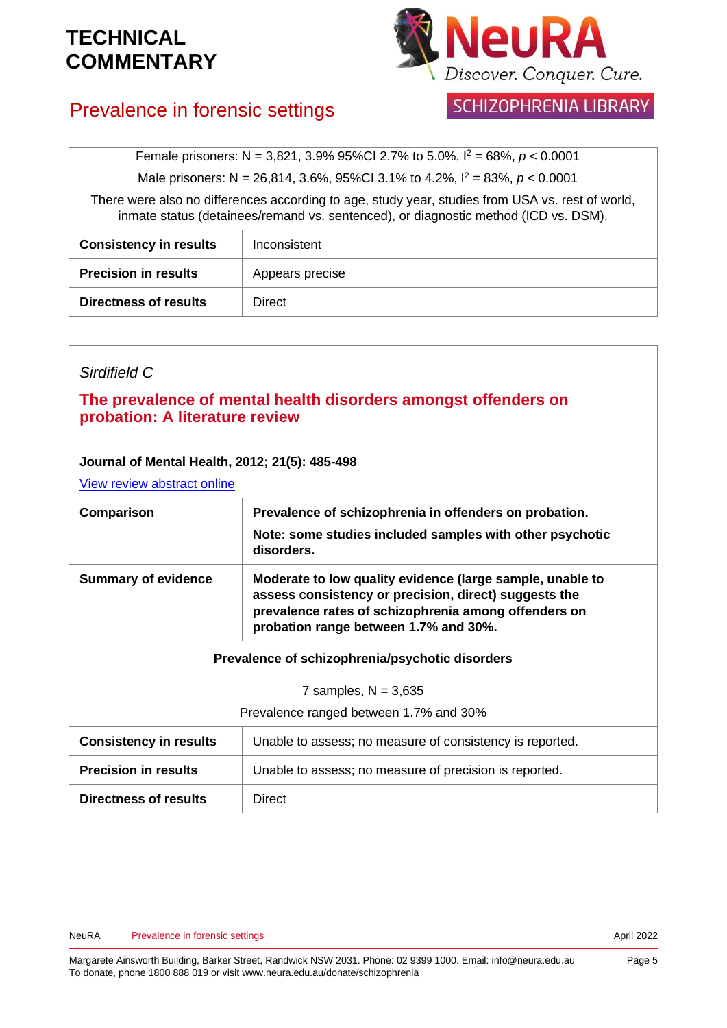| | |
|---|---|
| Female prisoners: N = 3,821, 3.9% 95%CI 2.7% to 5.0%, $I^2$ = 68%, $p < 0.0001$ | |
| Male prisoners: N = 26,814, 3.6%, 95%CI 3.1% to 4.2%, $I^2$ = 83%, $p < 0.0001$ | |
| There were also no differences according to age, study year, studies from USA vs. rest of world, inmate status (detainees/remand vs. sentenced), or diagnostic method (ICD vs. DSM). | |
| **Consistency in results** | Inconsistent |
| **Precision in results** | Appears precise |
| **Directness of results** | Direct |

*Sirdifield C*

## The prevalence of mental health disorders amongst offenders on probation: A literature review

**Journal of Mental Health, 2012; 21(5): 485-498**

View review abstract online

| | |
|---|---|
| **Comparison** | **Prevalence of schizophrenia in offenders on probation.** **Note: some studies included samples with other psychotic disorders.** |
| **Summary of evidence** | **Moderate to low quality evidence (large sample, unable to assess consistency or precision, direct) suggests the prevalence rates of schizophrenia among offenders on probation range between 1.7% and 30%.** |
| **Prevalence of schizophrenia/psychotic disorders** | |
| 7 samples, N = 3,635 Prevalence ranged between 1.7% and 30% | |
| **Consistency in results** | Unable to assess; no measure of consistency is reported. |
| **Precision in results** | Unable to assess; no measure of precision is reported. |
| **Directness of results** | Direct |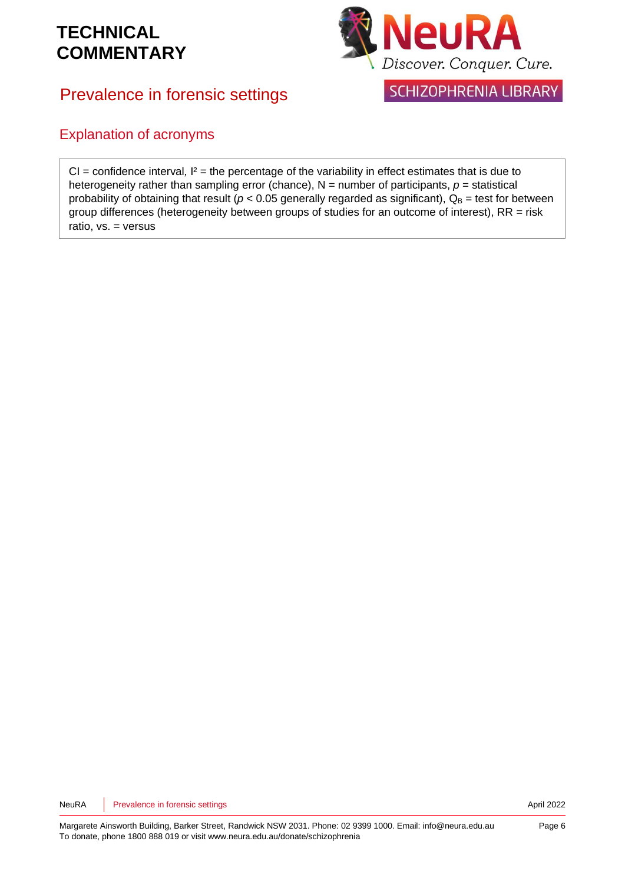## Explanation of acronyms

CI = confidence interval, $I^2$ = the percentage of the variability in effect estimates that is due to heterogeneity rather than sampling error (chance), N = number of participants, $p$ = statistical probability of obtaining that result ($p < 0.05$ generally regarded as significant), $Q_B$ = test for between group differences (heterogeneity between groups of studies for an outcome of interest), RR = risk ratio, vs. = versus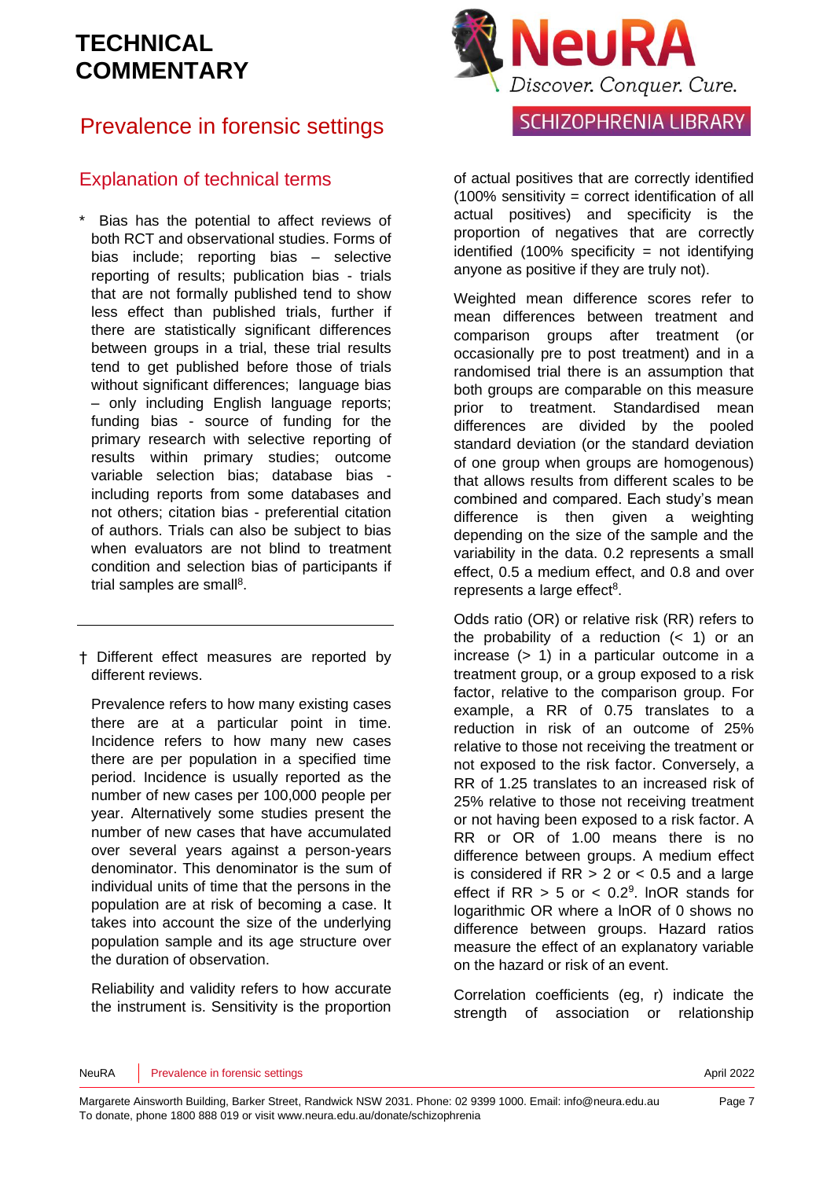## Explanation of technical terms

\* Bias has the potential to affect reviews of both RCT and observational studies. Forms of bias include; reporting bias – selective reporting of results; publication bias - trials that are not formally published tend to show less effect than published trials, further if there are statistically significant differences between groups in a trial, these trial results tend to get published before those of trials without significant differences; language bias – only including English language reports; funding bias - source of funding for the primary research with selective reporting of results within primary studies; outcome variable selection bias; database bias - including reports from some databases and not others; citation bias - preferential citation of authors. Trials can also be subject to bias when evaluators are not blind to treatment condition and selection bias of participants if trial samples are small[8].

---

† Different effect measures are reported by different reviews.

Prevalence refers to how many existing cases there are at a particular point in time. Incidence refers to how many new cases there are per population in a specified time period. Incidence is usually reported as the number of new cases per 100,000 people per year. Alternatively some studies present the number of new cases that have accumulated over several years against a person-years denominator. This denominator is the sum of individual units of time that the persons in the population are at risk of becoming a case. It takes into account the size of the underlying population sample and its age structure over the duration of observation.

Reliability and validity refers to how accurate the instrument is. Sensitivity is the proportion of actual positives that are correctly identified (100% sensitivity = correct identification of all actual positives) and specificity is the proportion of negatives that are correctly identified (100% specificity = not identifying anyone as positive if they are truly not).

Weighted mean difference scores refer to mean differences between treatment and comparison groups after treatment (or occasionally pre to post treatment) and in a randomised trial there is an assumption that both groups are comparable on this measure prior to treatment. Standardised mean differences are divided by the pooled standard deviation (or the standard deviation of one group when groups are homogenous) that allows results from different scales to be combined and compared. Each study's mean difference is then given a weighting depending on the size of the sample and the variability in the data. 0.2 represents a small effect, 0.5 a medium effect, and 0.8 and over represents a large effect[8].

Odds ratio (OR) or relative risk (RR) refers to the probability of a reduction (< 1) or an increase (> 1) in a particular outcome in a treatment group, or a group exposed to a risk factor, relative to the comparison group. For example, a RR of 0.75 translates to a reduction in risk of an outcome of 25% relative to those not receiving the treatment or not exposed to the risk factor. Conversely, a RR of 1.25 translates to an increased risk of 25% relative to those not receiving treatment or not having been exposed to a risk factor. A RR or OR of 1.00 means there is no difference between groups. A medium effect is considered if RR > 2 or < 0.5 and a large effect if RR > 5 or < 0.2[9]. lnOR stands for logarithmic OR where a lnOR of 0 shows no difference between groups. Hazard ratios measure the effect of an explanatory variable on the hazard or risk of an event.

Correlation coefficients (eg, r) indicate the strength of association or relationship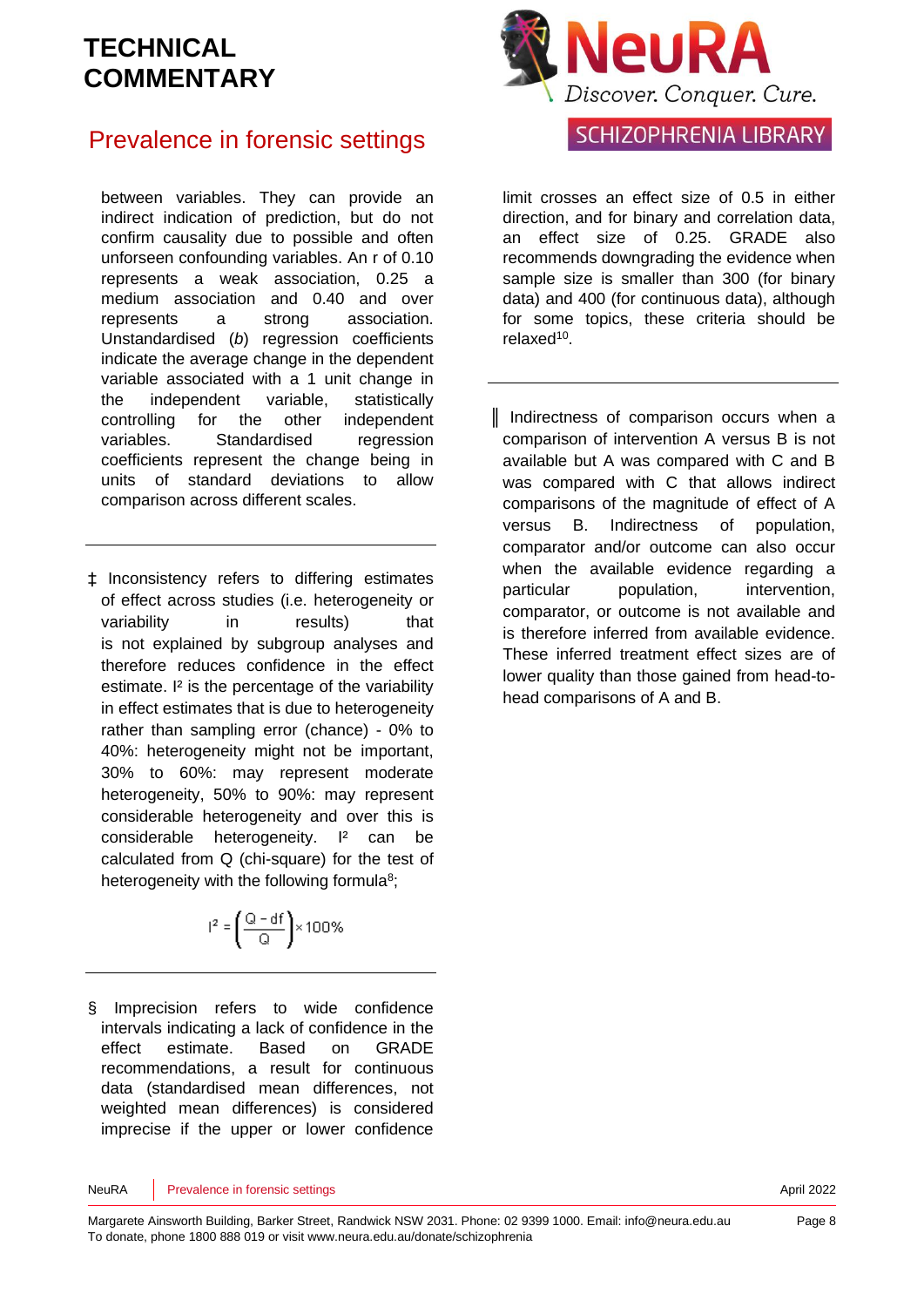between variables. They can provide an indirect indication of prediction, but do not confirm causality due to possible and often unforseen confounding variables. An r of 0.10 represents a weak association, 0.25 a medium association and 0.40 and over represents a strong association. Unstandardised (*b*) regression coefficients indicate the average change in the dependent variable associated with a 1 unit change in the independent variable, statistically controlling for the other independent variables. Standardised regression coefficients represent the change being in units of standard deviations to allow comparison across different scales.

---

‡ Inconsistency refers to differing estimates of effect across studies (i.e. heterogeneity or variability in results) that is not explained by subgroup analyses and therefore reduces confidence in the effect estimate. $I^2$ is the percentage of the variability in effect estimates that is due to heterogeneity rather than sampling error (chance) - 0% to 40%: heterogeneity might not be important, 30% to 60%: may represent moderate heterogeneity, 50% to 90%: may represent considerable heterogeneity and over this is considerable heterogeneity. $I^2$ can be calculated from Q (chi-square) for the test of heterogeneity with the following formula[8];

$$I^2 = \left(\frac{Q - df}{Q}\right) \times 100\%$$

---

§ Imprecision refers to wide confidence intervals indicating a lack of confidence in the effect estimate. Based on GRADE recommendations, a result for continuous data (standardised mean differences, not weighted mean differences) is considered imprecise if the upper or lower confidence limit crosses an effect size of 0.5 in either direction, and for binary and correlation data, an effect size of 0.25. GRADE also recommends downgrading the evidence when sample size is smaller than 300 (for binary data) and 400 (for continuous data), although for some topics, these criteria should be relaxed[10].

---

‖ Indirectness of comparison occurs when a comparison of intervention A versus B is not available but A was compared with C and B was compared with C that allows indirect comparisons of the magnitude of effect of A versus B. Indirectness of population, comparator and/or outcome can also occur when the available evidence regarding a particular population, intervention, comparator, or outcome is not available and is therefore inferred from available evidence. These inferred treatment effect sizes are of lower quality than those gained from head-to-head comparisons of A and B.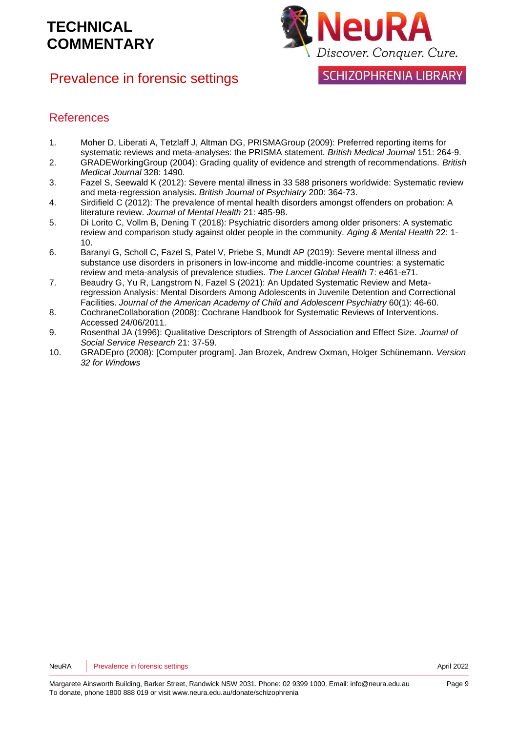## References

1. Moher D, Liberati A, Tetzlaff J, Altman DG, PRISMAGroup (2009): Preferred reporting items for systematic reviews and meta-analyses: the PRISMA statement. *British Medical Journal* 151: 264-9.
2. GRADEWorkingGroup (2004): Grading quality of evidence and strength of recommendations. *British Medical Journal* 328: 1490.
3. Fazel S, Seewald K (2012): Severe mental illness in 33 588 prisoners worldwide: Systematic review and meta-regression analysis. *British Journal of Psychiatry* 200: 364-73.
4. Sirdifield C (2012): The prevalence of mental health disorders amongst offenders on probation: A literature review. *Journal of Mental Health* 21: 485-98.
5. Di Lorito C, Vollm B, Dening T (2018): Psychiatric disorders among older prisoners: A systematic review and comparison study against older people in the community. *Aging & Mental Health* 22: 1-10.
6. Baranyi G, Scholl C, Fazel S, Patel V, Priebe S, Mundt AP (2019): Severe mental illness and substance use disorders in prisoners in low-income and middle-income countries: a systematic review and meta-analysis of prevalence studies. *The Lancet Global Health* 7: e461-e71.
7. Beaudry G, Yu R, Langstrom N, Fazel S (2021): An Updated Systematic Review and Meta-regression Analysis: Mental Disorders Among Adolescents in Juvenile Detention and Correctional Facilities. *Journal of the American Academy of Child and Adolescent Psychiatry* 60(1): 46-60.
8. CochraneCollaboration (2008): Cochrane Handbook for Systematic Reviews of Interventions. Accessed 24/06/2011.
9. Rosenthal JA (1996): Qualitative Descriptors of Strength of Association and Effect Size. *Journal of Social Service Research* 21: 37-59.
10. GRADEpro (2008): [Computer program]. Jan Brozek, Andrew Oxman, Holger Schünemann. *Version 32 for Windows*